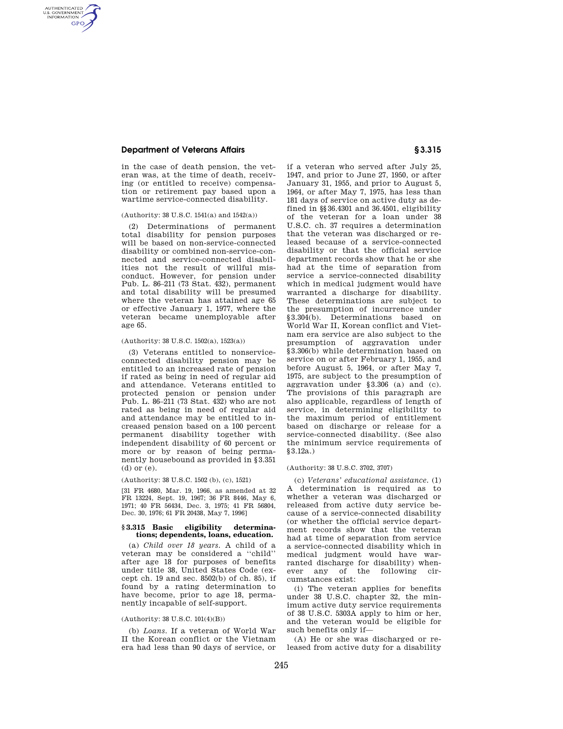in the case of death pension, the veteran was, at the time of death, receiving (or entitled to receive) compensation or retirement pay based upon a wartime service-connected disability.

(Authority: 38 U.S.C. 1541(a) and 1542(a))

(2) Determinations of permanent total disability for pension purposes will be based on non-service-connected disability or combined non-service-connected and service-connected disabilities not the result of willful misconduct. However, for pension under Pub. L. 86–211 (73 Stat. 432), permanent and total disability will be presumed where the veteran has attained age 65 or effective January 1, 1977, where the veteran became unemployable after age 65.

(Authority: 38 U.S.C. 1502(a), 1523(a))

(3) Veterans entitled to nonservice-connected disability pension may be entitled to an increased rate of pension if rated as being in need of regular aid and attendance. Veterans entitled to protected pension or pension under Pub. L. 86–211 (73 Stat. 432) who are not rated as being in need of regular aid and attendance may be entitled to increased pension based on a 100 percent permanent disability together with independent disability of 60 percent or more or by reason of being permanently housebound as provided in §3.351 (d) or (e).

(Authority: 38 U.S.C. 1502 (b), (c), 1521)

[31 FR 4680, Mar. 19, 1966, as amended at 32 FR 13224, Sept. 19, 1967; 36 FR 8446, May 6, 1971; 40 FR 56434, Dec. 3, 1975; 41 FR 56804, Dec. 30, 1976; 61 FR 20438, May 7, 1996]

### §3.315 Basic eligibility determinations; dependents, loans, education.

(a) *Child over 18 years.* A child of a veteran may be considered a ''child'' after age 18 for purposes of benefits under title 38, United States Code (except ch. 19 and sec. 8502(b) of ch. 85), if found by a rating determination to have become, prior to age 18, permanently incapable of self-support.

(Authority: 38 U.S.C. 101(4)(B))

(b) *Loans.* If a veteran of World War II the Korean conflict or the Vietnam era had less than 90 days of service, or if a veteran who served after July 25, 1947, and prior to June 27, 1950, or after January 31, 1955, and prior to August 5, 1964, or after May 7, 1975, has less than 181 days of service on active duty as defined in §§36.4301 and 36.4501, eligibility of the veteran for a loan under 38 U.S.C. ch. 37 requires a determination that the veteran was discharged or released because of a service-connected disability or that the official service department records show that he or she had at the time of separation from service a service-connected disability which in medical judgment would have warranted a discharge for disability. These determinations are subject to the presumption of incurrence under §3.304(b). Determinations based on World War II, Korean conflict and Vietnam era service are also subject to the presumption of aggravation under §3.306(b) while determination based on service on or after February 1, 1955, and before August 5, 1964, or after May 7, 1975, are subject to the presumption of aggravation under §3.306 (a) and (c). The provisions of this paragraph are also applicable, regardless of length of service, in determining eligibility to the maximum period of entitlement based on discharge or release for a service-connected disability. (See also the minimum service requirements of §3.12a.)

(Authority: 38 U.S.C. 3702, 3707)

(c) *Veterans' educational assistance.* (1) A determination is required as to whether a veteran was discharged or released from active duty service because of a service-connected disability (or whether the official service department records show that the veteran had at time of separation from service a service-connected disability which in medical judgment would have warranted discharge for disability) whenever any of the following circumstances exist:

(i) The veteran applies for benefits under 38 U.S.C. chapter 32, the minimum active duty service requirements of 38 U.S.C. 5303A apply to him or her, and the veteran would be eligible for such benefits only if—

(A) He or she was discharged or released from active duty for a disability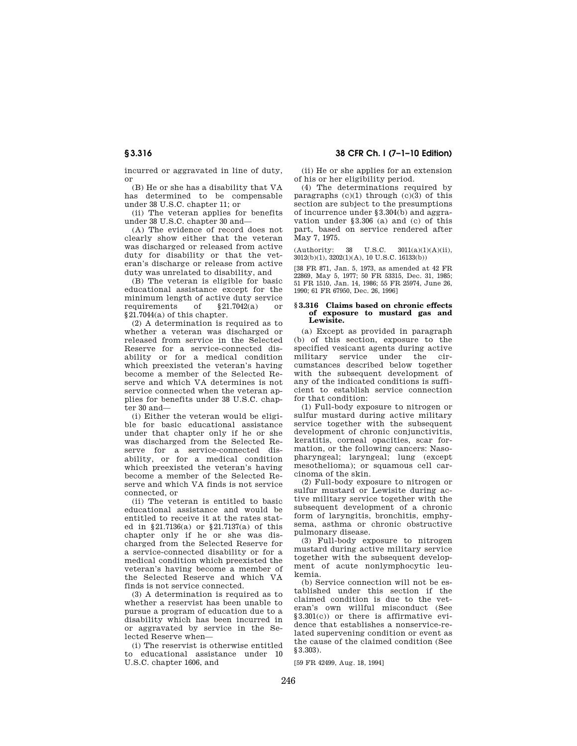incurred or aggravated in line of duty, or

(B) He or she has a disability that VA has determined to be compensable under 38 U.S.C. chapter 11; or

(ii) The veteran applies for benefits under 38 U.S.C. chapter 30 and—

(A) The evidence of record does not clearly show either that the veteran was discharged or released from active duty for disability or that the veteran's discharge or release from active duty was unrelated to disability, and

(B) The veteran is eligible for basic educational assistance except for the minimum length of active duty service requirements of §21.7042(a) or §21.7044(a) of this chapter.

(2) A determination is required as to whether a veteran was discharged or released from service in the Selected Reserve for a service-connected disability or for a medical condition which preexisted the veteran's having become a member of the Selected Reserve and which VA determines is not service connected when the veteran applies for benefits under 38 U.S.C. chapter 30 and—

(i) Either the veteran would be eligible for basic educational assistance under that chapter only if he or she was discharged from the Selected Reserve for a service-connected disability, or for a medical condition which preexisted the veteran's having become a member of the Selected Reserve and which VA finds is not service connected, or

(ii) The veteran is entitled to basic educational assistance and would be entitled to receive it at the rates stated in §21.7136(a) or §21.7137(a) of this chapter only if he or she was discharged from the Selected Reserve for a service-connected disability or for a medical condition which preexisted the veteran's having become a member of the Selected Reserve and which VA finds is not service connected.

(3) A determination is required as to whether a reservist has been unable to pursue a program of education due to a disability which has been incurred in or aggravated by service in the Selected Reserve when—

(i) The reservist is otherwise entitled to educational assistance under 10 U.S.C. chapter 1606, and

(ii) He or she applies for an extension of his or her eligibility period.

(4) The determinations required by paragraphs (c)(1) through (c)(3) of this section are subject to the presumptions of incurrence under §3.304(b) and aggravation under §3.306 (a) and (c) of this part, based on service rendered after May 7, 1975.

(Authority: 38 U.S.C. 3011(a)(1)(A)(ii), 3012(b)(1), 3202(1)(A), 10 U.S.C. 16133(b))

[38 FR 871, Jan. 5, 1973, as amended at 42 FR 22869, May 5, 1977; 50 FR 53315, Dec. 31, 1985; 51 FR 1510, Jan. 14, 1986; 55 FR 25974, June 26, 1990; 61 FR 67950, Dec. 26, 1996]

### §3.316 Claims based on chronic effects of exposure to mustard gas and Lewisite.

(a) Except as provided in paragraph (b) of this section, exposure to the specified vesicant agents during active military service under the circumstances described below together with the subsequent development of any of the indicated conditions is sufficient to establish service connection for that condition:

(1) Full-body exposure to nitrogen or sulfur mustard during active military service together with the subsequent development of chronic conjunctivitis, keratitis, corneal opacities, scar formation, or the following cancers: Nasopharyngeal; laryngeal; lung (except mesothelioma); or squamous cell carcinoma of the skin.

(2) Full-body exposure to nitrogen or sulfur mustard or Lewisite during active military service together with the subsequent development of a chronic form of laryngitis, bronchitis, emphysema, asthma or chronic obstructive pulmonary disease.

(3) Full-body exposure to nitrogen mustard during active military service together with the subsequent development of acute nonlymphocytic leukemia.

(b) Service connection will not be established under this section if the claimed condition is due to the veteran's own willful misconduct (See §3.301(c)) or there is affirmative evidence that establishes a nonservice-related supervening condition or event as the cause of the claimed condition (See §3.303).

[59 FR 42499, Aug. 18, 1994]